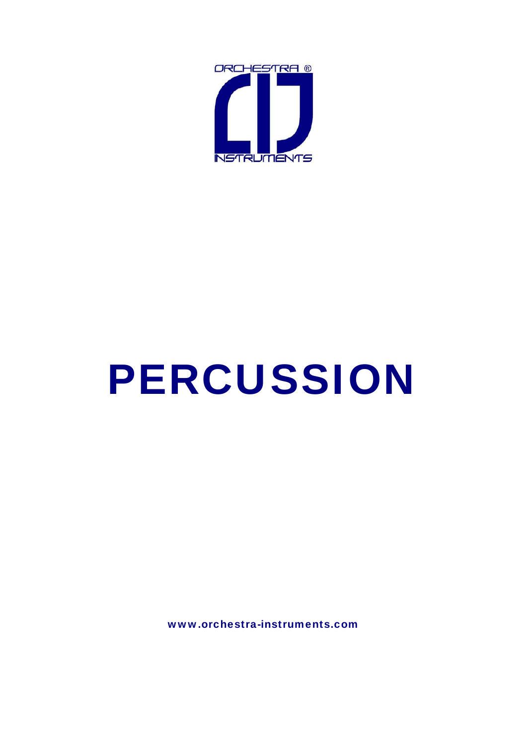ORCHESTRA ®

INSTRUMENTS

# PERCUSSION

www.orchestra-instruments.com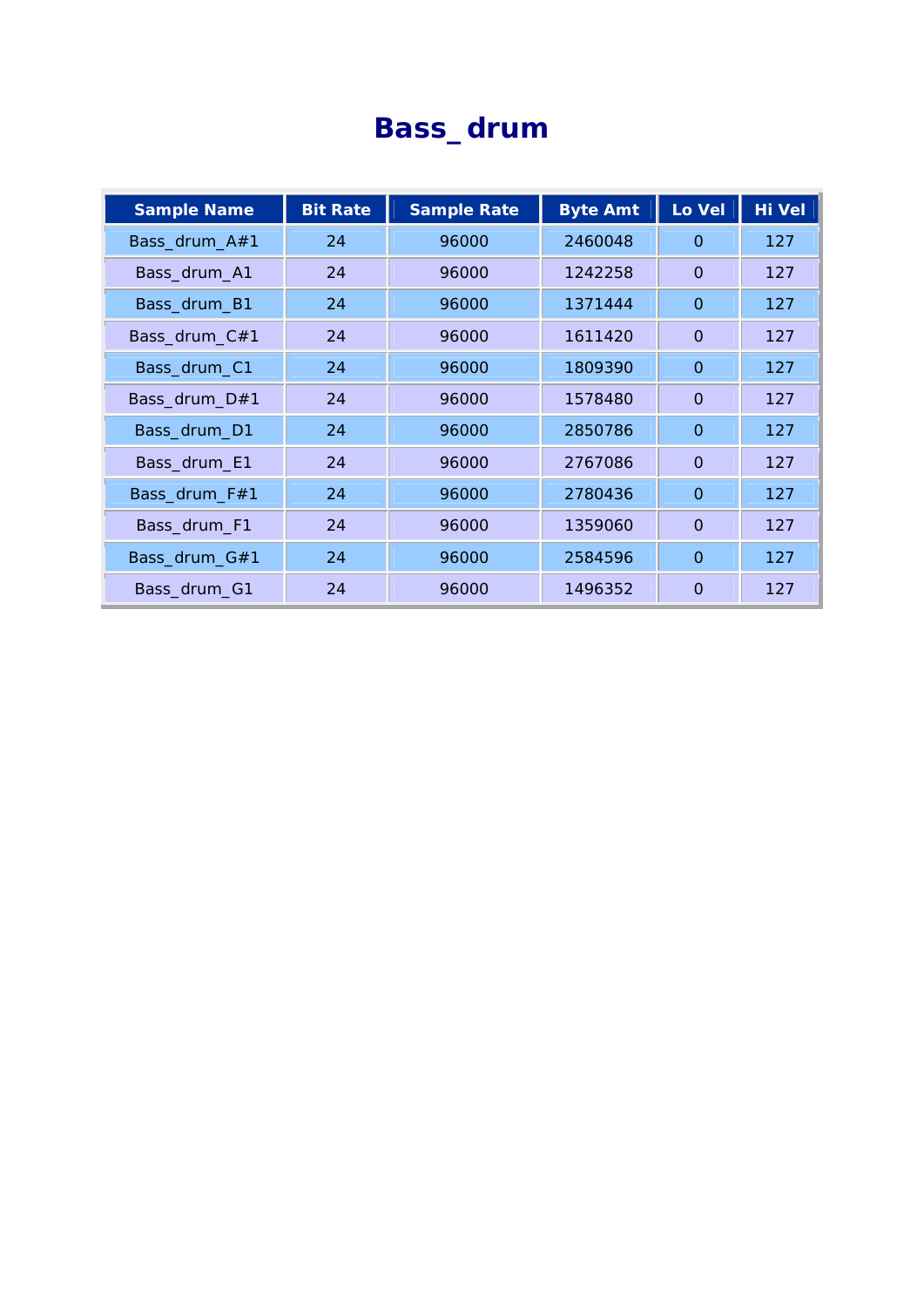# Bass_ drum

| Sample Name | Bit Rate | Sample Rate | Byte Amt | Lo Vel | Hi Vel |
|---|---|---|---|---|---|
| Bass_drum_A#1 | 24 | 96000 | 2460048 | 0 | 127 |
| Bass_drum_A1 | 24 | 96000 | 1242258 | 0 | 127 |
| Bass_drum_B1 | 24 | 96000 | 1371444 | 0 | 127 |
| Bass_drum_C#1 | 24 | 96000 | 1611420 | 0 | 127 |
| Bass_drum_C1 | 24 | 96000 | 1809390 | 0 | 127 |
| Bass_drum_D#1 | 24 | 96000 | 1578480 | 0 | 127 |
| Bass_drum_D1 | 24 | 96000 | 2850786 | 0 | 127 |
| Bass_drum_E1 | 24 | 96000 | 2767086 | 0 | 127 |
| Bass_drum_F#1 | 24 | 96000 | 2780436 | 0 | 127 |
| Bass_drum_F1 | 24 | 96000 | 1359060 | 0 | 127 |
| Bass_drum_G#1 | 24 | 96000 | 2584596 | 0 | 127 |
| Bass_drum_G1 | 24 | 96000 | 1496352 | 0 | 127 |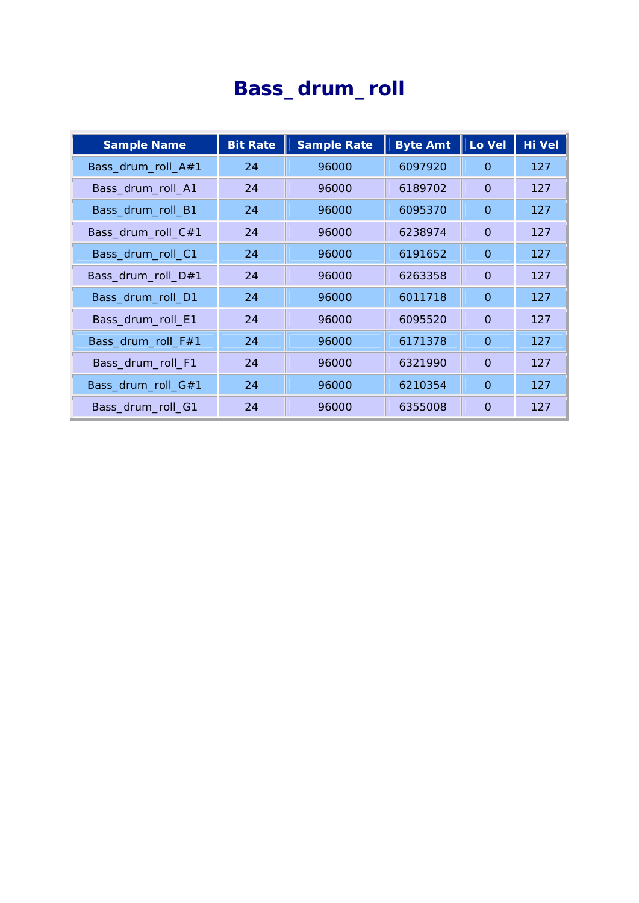# Bass_ drum_ roll

| Sample Name | Bit Rate | Sample Rate | Byte Amt | Lo Vel | Hi Vel |
|---|---|---|---|---|---|
| Bass_drum_roll_A#1 | 24 | 96000 | 6097920 | 0 | 127 |
| Bass_drum_roll_A1 | 24 | 96000 | 6189702 | 0 | 127 |
| Bass_drum_roll_B1 | 24 | 96000 | 6095370 | 0 | 127 |
| Bass_drum_roll_C#1 | 24 | 96000 | 6238974 | 0 | 127 |
| Bass_drum_roll_C1 | 24 | 96000 | 6191652 | 0 | 127 |
| Bass_drum_roll_D#1 | 24 | 96000 | 6263358 | 0 | 127 |
| Bass_drum_roll_D1 | 24 | 96000 | 6011718 | 0 | 127 |
| Bass_drum_roll_E1 | 24 | 96000 | 6095520 | 0 | 127 |
| Bass_drum_roll_F#1 | 24 | 96000 | 6171378 | 0 | 127 |
| Bass_drum_roll_F1 | 24 | 96000 | 6321990 | 0 | 127 |
| Bass_drum_roll_G#1 | 24 | 96000 | 6210354 | 0 | 127 |
| Bass_drum_roll_G1 | 24 | 96000 | 6355008 | 0 | 127 |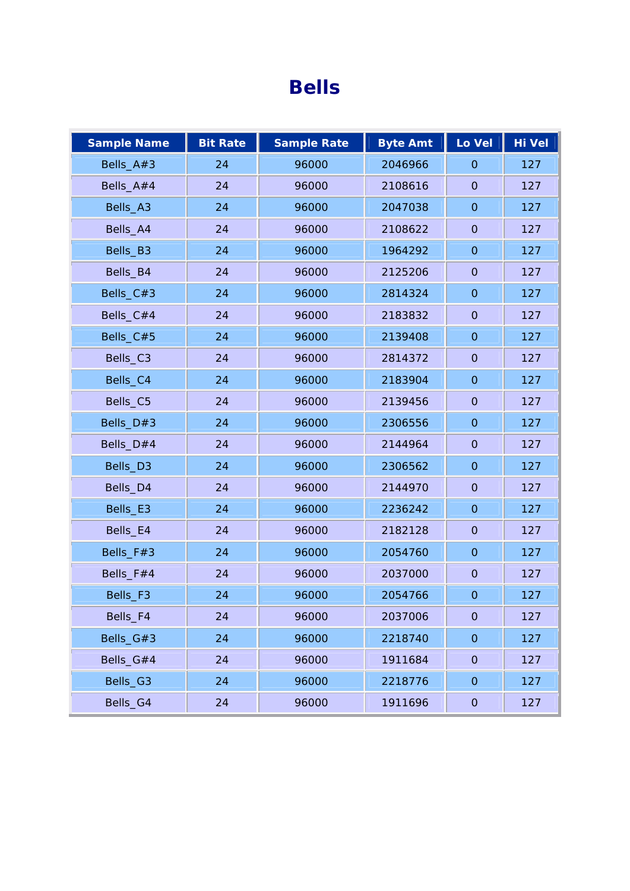# Bells

| Sample Name | Bit Rate | Sample Rate | Byte Amt | Lo Vel | Hi Vel |
|---|---|---|---|---|---|
| Bells_A#3 | 24 | 96000 | 2046966 | 0 | 127 |
| Bells_A#4 | 24 | 96000 | 2108616 | 0 | 127 |
| Bells_A3 | 24 | 96000 | 2047038 | 0 | 127 |
| Bells_A4 | 24 | 96000 | 2108622 | 0 | 127 |
| Bells_B3 | 24 | 96000 | 1964292 | 0 | 127 |
| Bells_B4 | 24 | 96000 | 2125206 | 0 | 127 |
| Bells_C#3 | 24 | 96000 | 2814324 | 0 | 127 |
| Bells_C#4 | 24 | 96000 | 2183832 | 0 | 127 |
| Bells_C#5 | 24 | 96000 | 2139408 | 0 | 127 |
| Bells_C3 | 24 | 96000 | 2814372 | 0 | 127 |
| Bells_C4 | 24 | 96000 | 2183904 | 0 | 127 |
| Bells_C5 | 24 | 96000 | 2139456 | 0 | 127 |
| Bells_D#3 | 24 | 96000 | 2306556 | 0 | 127 |
| Bells_D#4 | 24 | 96000 | 2144964 | 0 | 127 |
| Bells_D3 | 24 | 96000 | 2306562 | 0 | 127 |
| Bells_D4 | 24 | 96000 | 2144970 | 0 | 127 |
| Bells_E3 | 24 | 96000 | 2236242 | 0 | 127 |
| Bells_E4 | 24 | 96000 | 2182128 | 0 | 127 |
| Bells_F#3 | 24 | 96000 | 2054760 | 0 | 127 |
| Bells_F#4 | 24 | 96000 | 2037000 | 0 | 127 |
| Bells_F3 | 24 | 96000 | 2054766 | 0 | 127 |
| Bells_F4 | 24 | 96000 | 2037006 | 0 | 127 |
| Bells_G#3 | 24 | 96000 | 2218740 | 0 | 127 |
| Bells_G#4 | 24 | 96000 | 1911684 | 0 | 127 |
| Bells_G3 | 24 | 96000 | 2218776 | 0 | 127 |
| Bells_G4 | 24 | 96000 | 1911696 | 0 | 127 |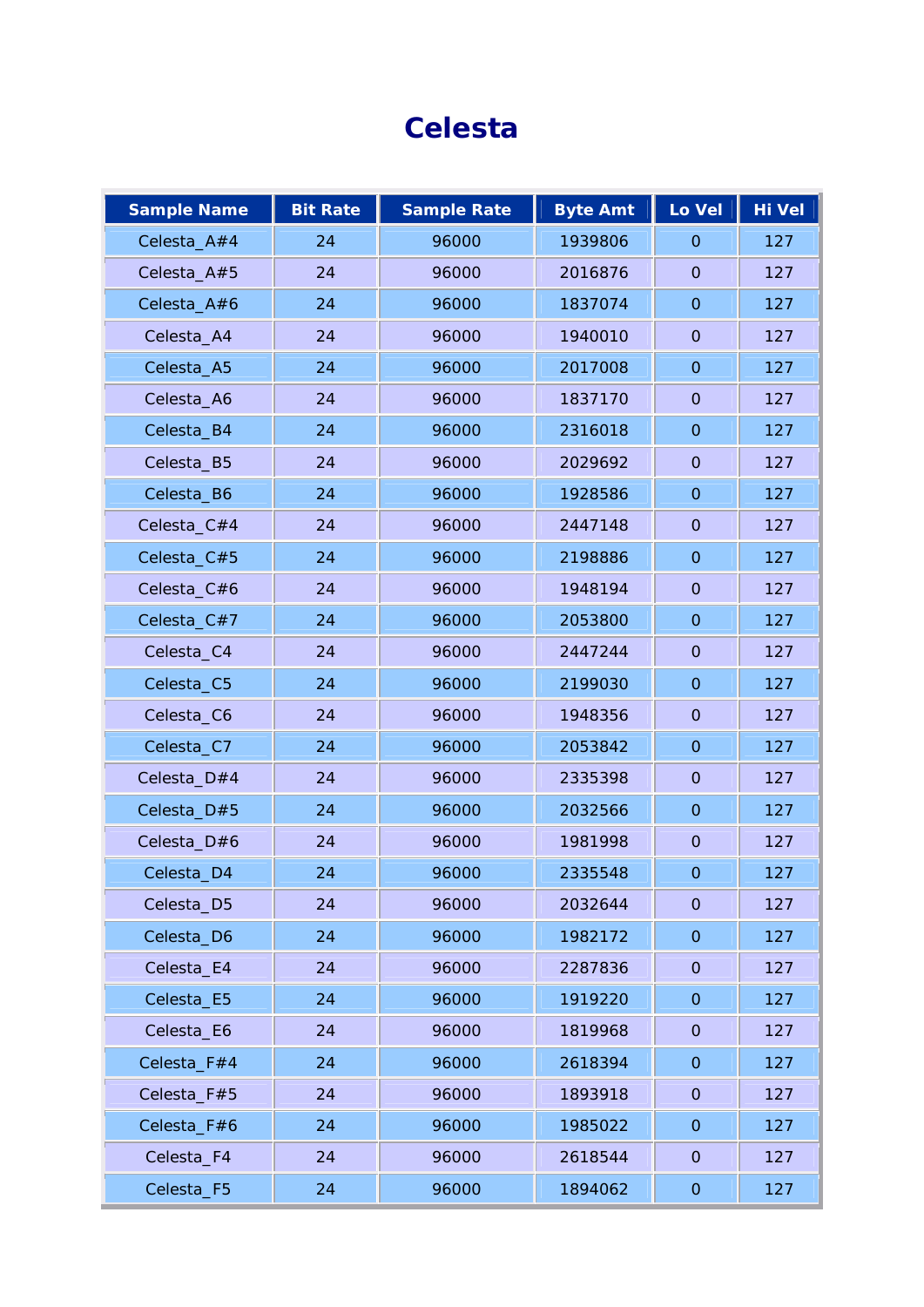# Celesta

| Sample Name | Bit Rate | Sample Rate | Byte Amt | Lo Vel | Hi Vel |
|---|---|---|---|---|---|
| Celesta_A#4 | 24 | 96000 | 1939806 | 0 | 127 |
| Celesta_A#5 | 24 | 96000 | 2016876 | 0 | 127 |
| Celesta_A#6 | 24 | 96000 | 1837074 | 0 | 127 |
| Celesta_A4 | 24 | 96000 | 1940010 | 0 | 127 |
| Celesta_A5 | 24 | 96000 | 2017008 | 0 | 127 |
| Celesta_A6 | 24 | 96000 | 1837170 | 0 | 127 |
| Celesta_B4 | 24 | 96000 | 2316018 | 0 | 127 |
| Celesta_B5 | 24 | 96000 | 2029692 | 0 | 127 |
| Celesta_B6 | 24 | 96000 | 1928586 | 0 | 127 |
| Celesta_C#4 | 24 | 96000 | 2447148 | 0 | 127 |
| Celesta_C#5 | 24 | 96000 | 2198886 | 0 | 127 |
| Celesta_C#6 | 24 | 96000 | 1948194 | 0 | 127 |
| Celesta_C#7 | 24 | 96000 | 2053800 | 0 | 127 |
| Celesta_C4 | 24 | 96000 | 2447244 | 0 | 127 |
| Celesta_C5 | 24 | 96000 | 2199030 | 0 | 127 |
| Celesta_C6 | 24 | 96000 | 1948356 | 0 | 127 |
| Celesta_C7 | 24 | 96000 | 2053842 | 0 | 127 |
| Celesta_D#4 | 24 | 96000 | 2335398 | 0 | 127 |
| Celesta_D#5 | 24 | 96000 | 2032566 | 0 | 127 |
| Celesta_D#6 | 24 | 96000 | 1981998 | 0 | 127 |
| Celesta_D4 | 24 | 96000 | 2335548 | 0 | 127 |
| Celesta_D5 | 24 | 96000 | 2032644 | 0 | 127 |
| Celesta_D6 | 24 | 96000 | 1982172 | 0 | 127 |
| Celesta_E4 | 24 | 96000 | 2287836 | 0 | 127 |
| Celesta_E5 | 24 | 96000 | 1919220 | 0 | 127 |
| Celesta_E6 | 24 | 96000 | 1819968 | 0 | 127 |
| Celesta_F#4 | 24 | 96000 | 2618394 | 0 | 127 |
| Celesta_F#5 | 24 | 96000 | 1893918 | 0 | 127 |
| Celesta_F#6 | 24 | 96000 | 1985022 | 0 | 127 |
| Celesta_F4 | 24 | 96000 | 2618544 | 0 | 127 |
| Celesta_F5 | 24 | 96000 | 1894062 | 0 | 127 |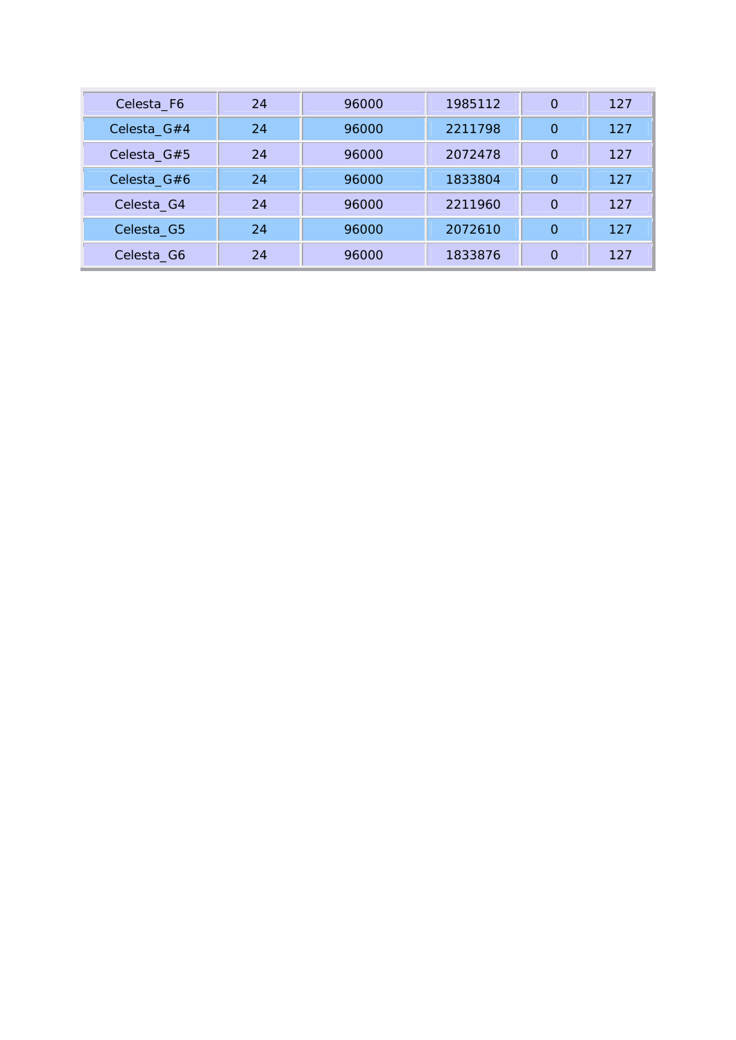| | | | | | |
|---|---|---|---|---|---|
| Celesta_F6 | 24 | 96000 | 1985112 | 0 | 127 |
| Celesta_G#4 | 24 | 96000 | 2211798 | 0 | 127 |
| Celesta_G#5 | 24 | 96000 | 2072478 | 0 | 127 |
| Celesta_G#6 | 24 | 96000 | 1833804 | 0 | 127 |
| Celesta_G4 | 24 | 96000 | 2211960 | 0 | 127 |
| Celesta_G5 | 24 | 96000 | 2072610 | 0 | 127 |
| Celesta_G6 | 24 | 96000 | 1833876 | 0 | 127 |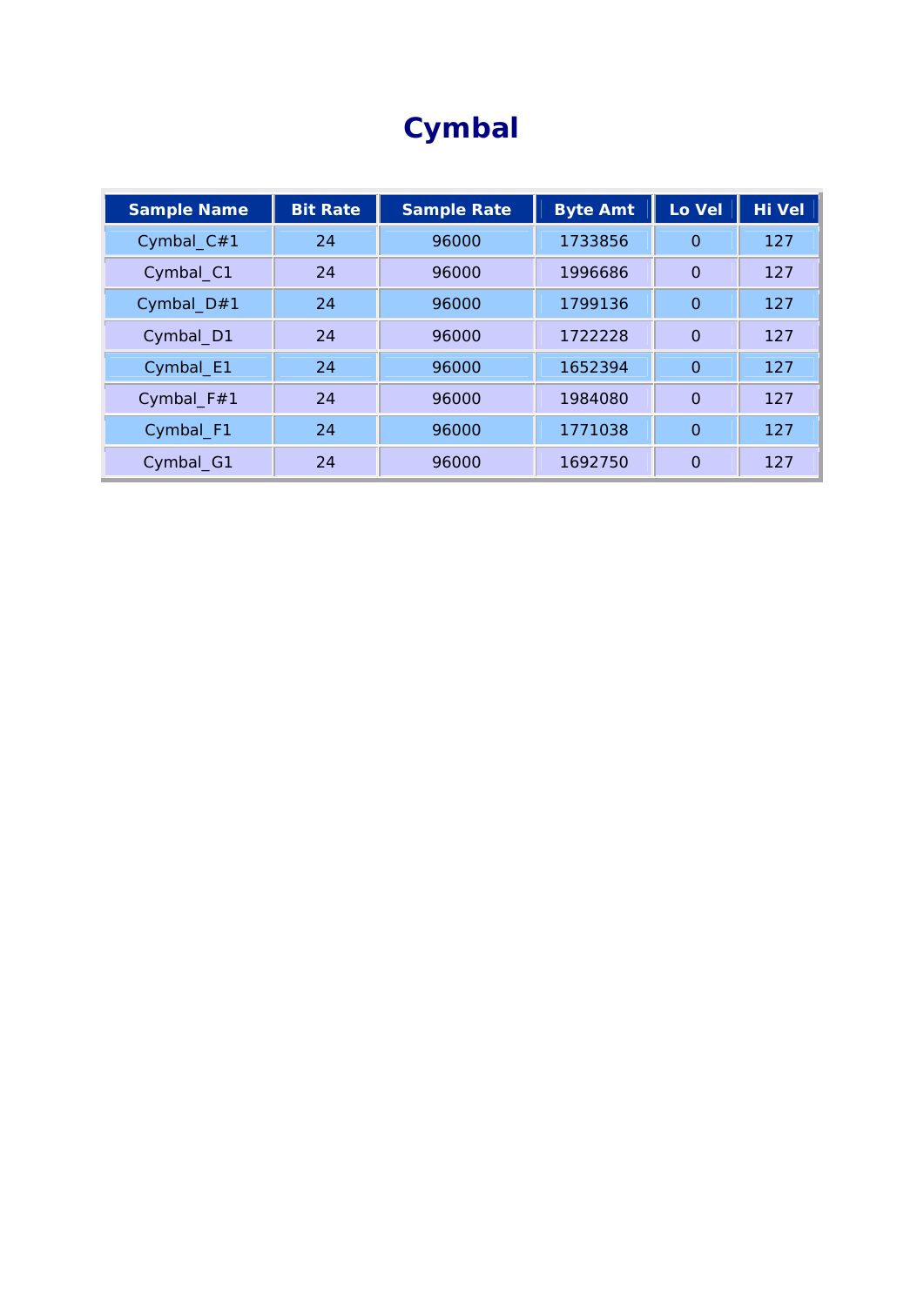# Cymbal

| Sample Name | Bit Rate | Sample Rate | Byte Amt | Lo Vel | Hi Vel |
| --- | --- | --- | --- | --- | --- |
| Cymbal_C#1 | 24 | 96000 | 1733856 | 0 | 127 |
| Cymbal_C1 | 24 | 96000 | 1996686 | 0 | 127 |
| Cymbal_D#1 | 24 | 96000 | 1799136 | 0 | 127 |
| Cymbal_D1 | 24 | 96000 | 1722228 | 0 | 127 |
| Cymbal_E1 | 24 | 96000 | 1652394 | 0 | 127 |
| Cymbal_F#1 | 24 | 96000 | 1984080 | 0 | 127 |
| Cymbal_F1 | 24 | 96000 | 1771038 | 0 | 127 |
| Cymbal_G1 | 24 | 96000 | 1692750 | 0 | 127 |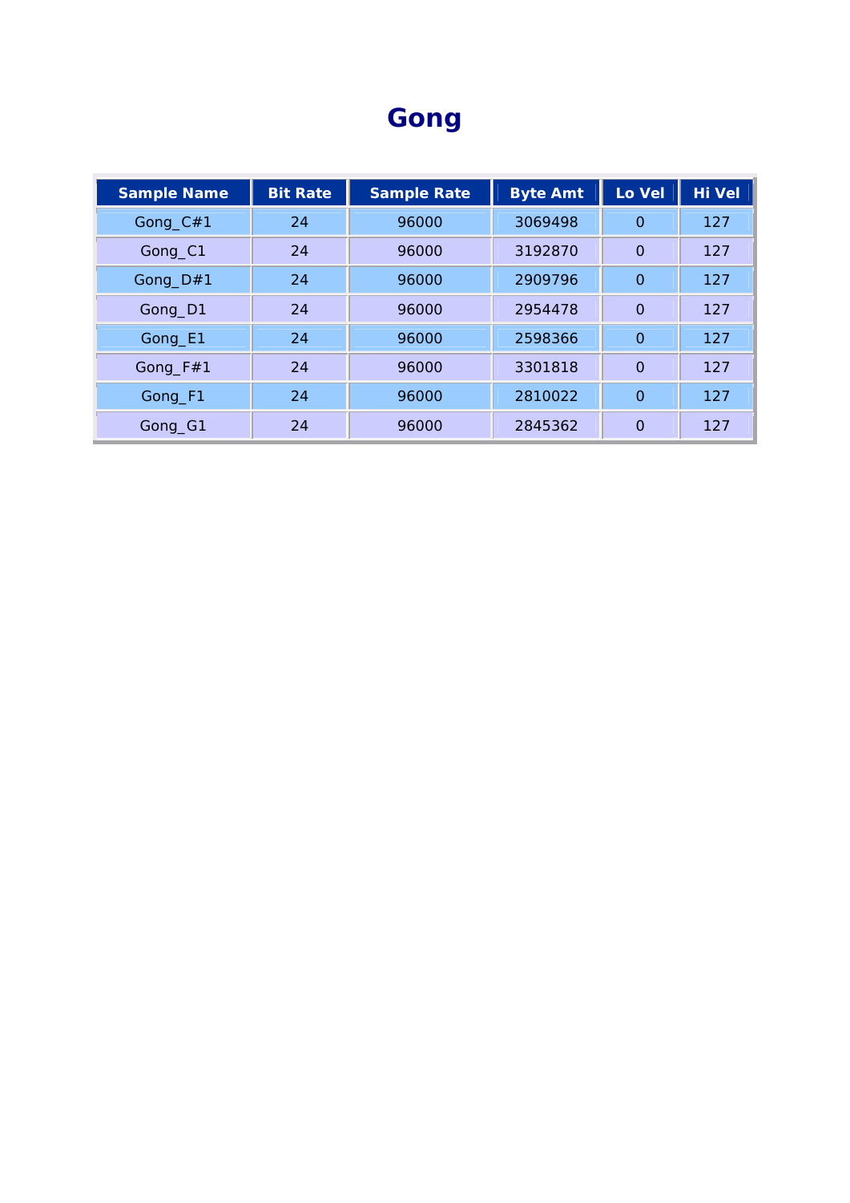# Gong

| Sample Name | Bit Rate | Sample Rate | Byte Amt | Lo Vel | Hi Vel |
|---|---|---|---|---|---|
| Gong_C#1 | 24 | 96000 | 3069498 | 0 | 127 |
| Gong_C1 | 24 | 96000 | 3192870 | 0 | 127 |
| Gong_D#1 | 24 | 96000 | 2909796 | 0 | 127 |
| Gong_D1 | 24 | 96000 | 2954478 | 0 | 127 |
| Gong_E1 | 24 | 96000 | 2598366 | 0 | 127 |
| Gong_F#1 | 24 | 96000 | 3301818 | 0 | 127 |
| Gong_F1 | 24 | 96000 | 2810022 | 0 | 127 |
| Gong_G1 | 24 | 96000 | 2845362 | 0 | 127 |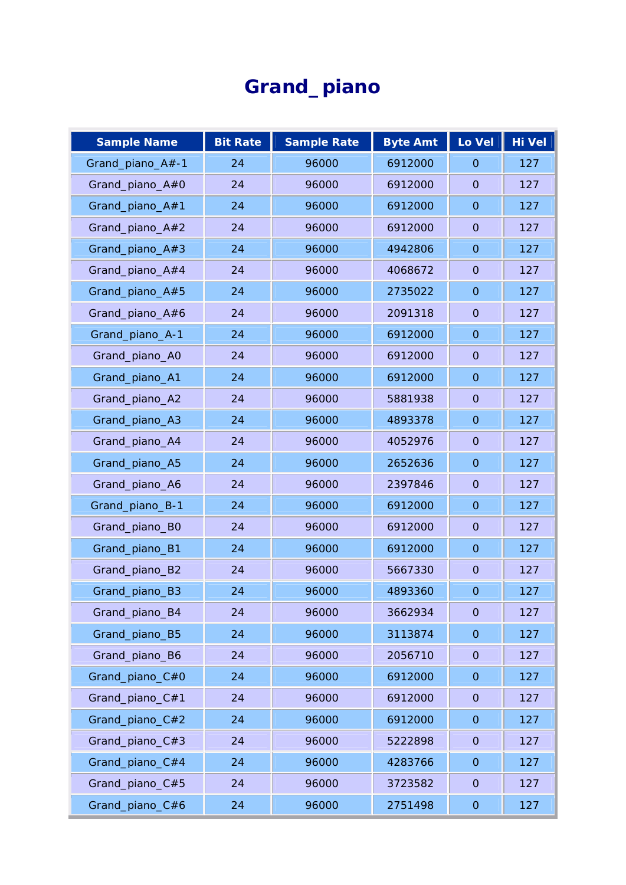# Grand_ piano

| Sample Name | Bit Rate | Sample Rate | Byte Amt | Lo Vel | Hi Vel |
|---|---|---|---|---|---|
| Grand_piano_A#-1 | 24 | 96000 | 6912000 | 0 | 127 |
| Grand_piano_A#0 | 24 | 96000 | 6912000 | 0 | 127 |
| Grand_piano_A#1 | 24 | 96000 | 6912000 | 0 | 127 |
| Grand_piano_A#2 | 24 | 96000 | 6912000 | 0 | 127 |
| Grand_piano_A#3 | 24 | 96000 | 4942806 | 0 | 127 |
| Grand_piano_A#4 | 24 | 96000 | 4068672 | 0 | 127 |
| Grand_piano_A#5 | 24 | 96000 | 2735022 | 0 | 127 |
| Grand_piano_A#6 | 24 | 96000 | 2091318 | 0 | 127 |
| Grand_piano_A-1 | 24 | 96000 | 6912000 | 0 | 127 |
| Grand_piano_A0 | 24 | 96000 | 6912000 | 0 | 127 |
| Grand_piano_A1 | 24 | 96000 | 6912000 | 0 | 127 |
| Grand_piano_A2 | 24 | 96000 | 5881938 | 0 | 127 |
| Grand_piano_A3 | 24 | 96000 | 4893378 | 0 | 127 |
| Grand_piano_A4 | 24 | 96000 | 4052976 | 0 | 127 |
| Grand_piano_A5 | 24 | 96000 | 2652636 | 0 | 127 |
| Grand_piano_A6 | 24 | 96000 | 2397846 | 0 | 127 |
| Grand_piano_B-1 | 24 | 96000 | 6912000 | 0 | 127 |
| Grand_piano_B0 | 24 | 96000 | 6912000 | 0 | 127 |
| Grand_piano_B1 | 24 | 96000 | 6912000 | 0 | 127 |
| Grand_piano_B2 | 24 | 96000 | 5667330 | 0 | 127 |
| Grand_piano_B3 | 24 | 96000 | 4893360 | 0 | 127 |
| Grand_piano_B4 | 24 | 96000 | 3662934 | 0 | 127 |
| Grand_piano_B5 | 24 | 96000 | 3113874 | 0 | 127 |
| Grand_piano_B6 | 24 | 96000 | 2056710 | 0 | 127 |
| Grand_piano_C#0 | 24 | 96000 | 6912000 | 0 | 127 |
| Grand_piano_C#1 | 24 | 96000 | 6912000 | 0 | 127 |
| Grand_piano_C#2 | 24 | 96000 | 6912000 | 0 | 127 |
| Grand_piano_C#3 | 24 | 96000 | 5222898 | 0 | 127 |
| Grand_piano_C#4 | 24 | 96000 | 4283766 | 0 | 127 |
| Grand_piano_C#5 | 24 | 96000 | 3723582 | 0 | 127 |
| Grand_piano_C#6 | 24 | 96000 | 2751498 | 0 | 127 |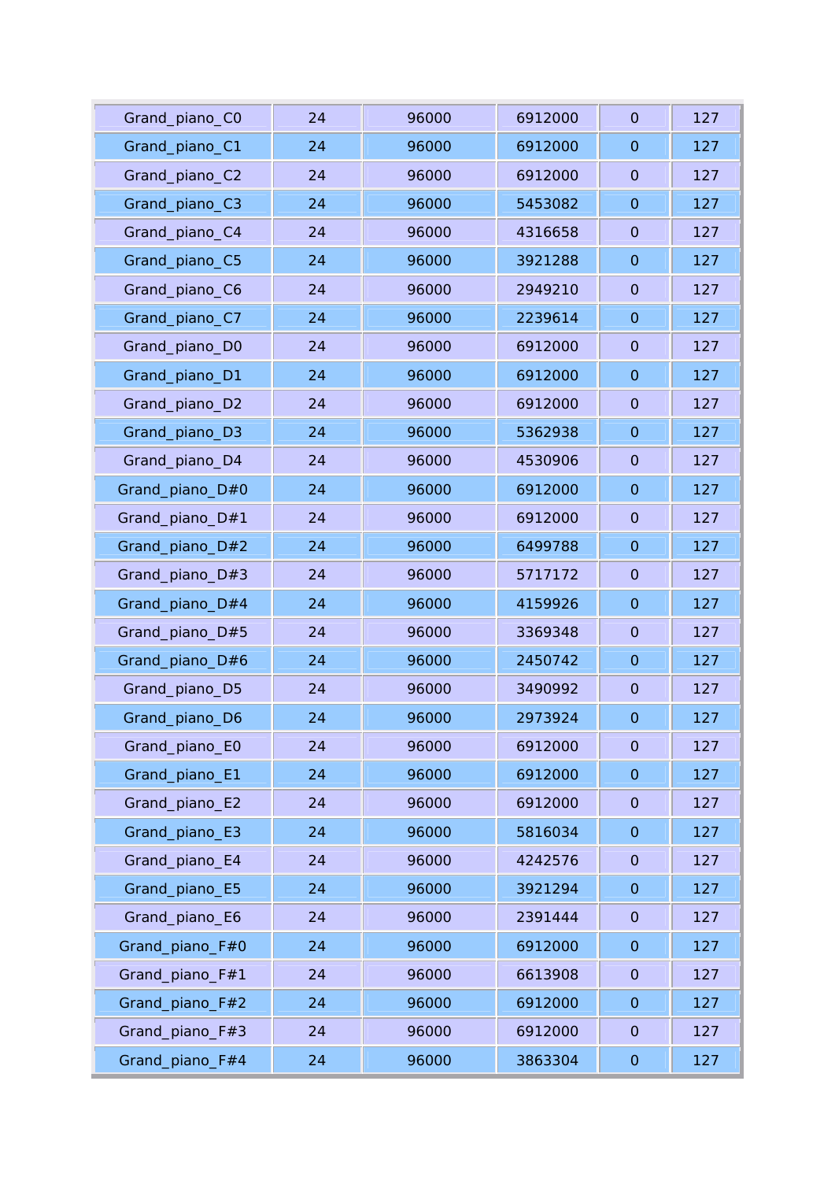| | | | | | |
|---|---|---|---|---|---|
| Grand_piano_C0 | 24 | 96000 | 6912000 | 0 | 127 |
| Grand_piano_C1 | 24 | 96000 | 6912000 | 0 | 127 |
| Grand_piano_C2 | 24 | 96000 | 6912000 | 0 | 127 |
| Grand_piano_C3 | 24 | 96000 | 5453082 | 0 | 127 |
| Grand_piano_C4 | 24 | 96000 | 4316658 | 0 | 127 |
| Grand_piano_C5 | 24 | 96000 | 3921288 | 0 | 127 |
| Grand_piano_C6 | 24 | 96000 | 2949210 | 0 | 127 |
| Grand_piano_C7 | 24 | 96000 | 2239614 | 0 | 127 |
| Grand_piano_D0 | 24 | 96000 | 6912000 | 0 | 127 |
| Grand_piano_D1 | 24 | 96000 | 6912000 | 0 | 127 |
| Grand_piano_D2 | 24 | 96000 | 6912000 | 0 | 127 |
| Grand_piano_D3 | 24 | 96000 | 5362938 | 0 | 127 |
| Grand_piano_D4 | 24 | 96000 | 4530906 | 0 | 127 |
| Grand_piano_D#0 | 24 | 96000 | 6912000 | 0 | 127 |
| Grand_piano_D#1 | 24 | 96000 | 6912000 | 0 | 127 |
| Grand_piano_D#2 | 24 | 96000 | 6499788 | 0 | 127 |
| Grand_piano_D#3 | 24 | 96000 | 5717172 | 0 | 127 |
| Grand_piano_D#4 | 24 | 96000 | 4159926 | 0 | 127 |
| Grand_piano_D#5 | 24 | 96000 | 3369348 | 0 | 127 |
| Grand_piano_D#6 | 24 | 96000 | 2450742 | 0 | 127 |
| Grand_piano_D5 | 24 | 96000 | 3490992 | 0 | 127 |
| Grand_piano_D6 | 24 | 96000 | 2973924 | 0 | 127 |
| Grand_piano_E0 | 24 | 96000 | 6912000 | 0 | 127 |
| Grand_piano_E1 | 24 | 96000 | 6912000 | 0 | 127 |
| Grand_piano_E2 | 24 | 96000 | 6912000 | 0 | 127 |
| Grand_piano_E3 | 24 | 96000 | 5816034 | 0 | 127 |
| Grand_piano_E4 | 24 | 96000 | 4242576 | 0 | 127 |
| Grand_piano_E5 | 24 | 96000 | 3921294 | 0 | 127 |
| Grand_piano_E6 | 24 | 96000 | 2391444 | 0 | 127 |
| Grand_piano_F#0 | 24 | 96000 | 6912000 | 0 | 127 |
| Grand_piano_F#1 | 24 | 96000 | 6613908 | 0 | 127 |
| Grand_piano_F#2 | 24 | 96000 | 6912000 | 0 | 127 |
| Grand_piano_F#3 | 24 | 96000 | 6912000 | 0 | 127 |
| Grand_piano_F#4 | 24 | 96000 | 3863304 | 0 | 127 |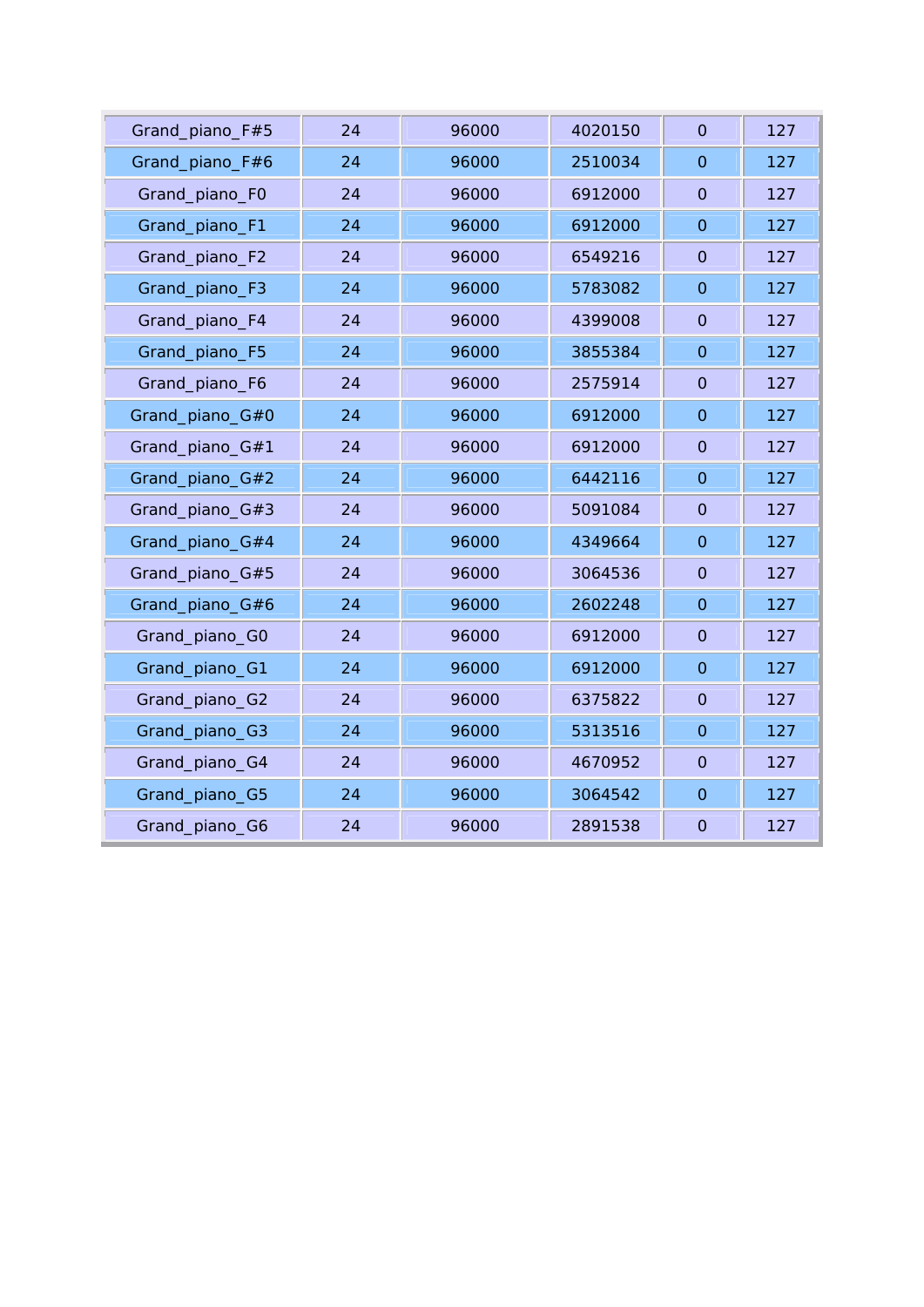| | | | | | |
|---|---|---|---|---|---|
| Grand_piano_F#5 | 24 | 96000 | 4020150 | 0 | 127 |
| Grand_piano_F#6 | 24 | 96000 | 2510034 | 0 | 127 |
| Grand_piano_F0 | 24 | 96000 | 6912000 | 0 | 127 |
| Grand_piano_F1 | 24 | 96000 | 6912000 | 0 | 127 |
| Grand_piano_F2 | 24 | 96000 | 6549216 | 0 | 127 |
| Grand_piano_F3 | 24 | 96000 | 5783082 | 0 | 127 |
| Grand_piano_F4 | 24 | 96000 | 4399008 | 0 | 127 |
| Grand_piano_F5 | 24 | 96000 | 3855384 | 0 | 127 |
| Grand_piano_F6 | 24 | 96000 | 2575914 | 0 | 127 |
| Grand_piano_G#0 | 24 | 96000 | 6912000 | 0 | 127 |
| Grand_piano_G#1 | 24 | 96000 | 6912000 | 0 | 127 |
| Grand_piano_G#2 | 24 | 96000 | 6442116 | 0 | 127 |
| Grand_piano_G#3 | 24 | 96000 | 5091084 | 0 | 127 |
| Grand_piano_G#4 | 24 | 96000 | 4349664 | 0 | 127 |
| Grand_piano_G#5 | 24 | 96000 | 3064536 | 0 | 127 |
| Grand_piano_G#6 | 24 | 96000 | 2602248 | 0 | 127 |
| Grand_piano_G0 | 24 | 96000 | 6912000 | 0 | 127 |
| Grand_piano_G1 | 24 | 96000 | 6912000 | 0 | 127 |
| Grand_piano_G2 | 24 | 96000 | 6375822 | 0 | 127 |
| Grand_piano_G3 | 24 | 96000 | 5313516 | 0 | 127 |
| Grand_piano_G4 | 24 | 96000 | 4670952 | 0 | 127 |
| Grand_piano_G5 | 24 | 96000 | 3064542 | 0 | 127 |
| Grand_piano_G6 | 24 | 96000 | 2891538 | 0 | 127 |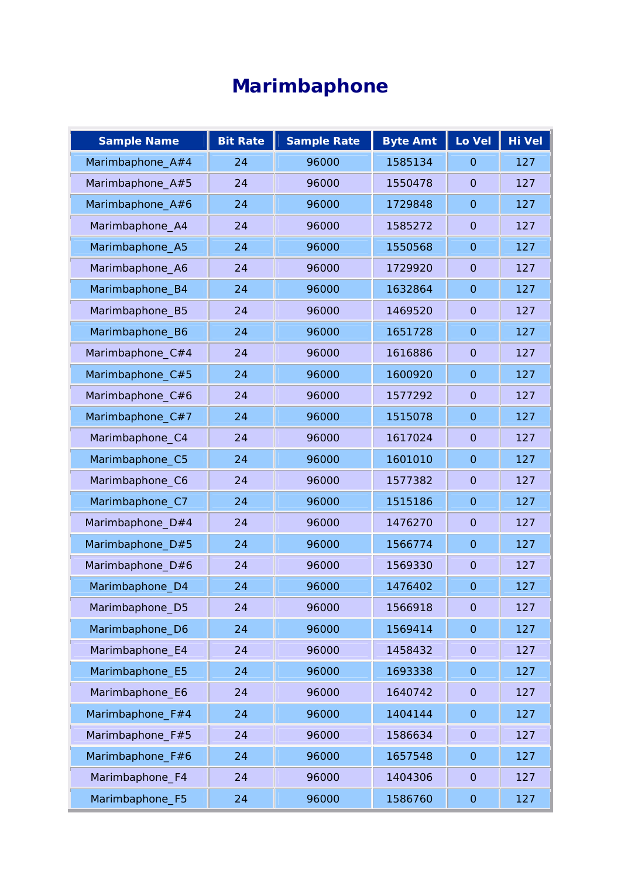# Marimbaphone

| Sample Name | Bit Rate | Sample Rate | Byte Amt | Lo Vel | Hi Vel |
|---|---|---|---|---|---|
| Marimbaphone_A#4 | 24 | 96000 | 1585134 | 0 | 127 |
| Marimbaphone_A#5 | 24 | 96000 | 1550478 | 0 | 127 |
| Marimbaphone_A#6 | 24 | 96000 | 1729848 | 0 | 127 |
| Marimbaphone_A4 | 24 | 96000 | 1585272 | 0 | 127 |
| Marimbaphone_A5 | 24 | 96000 | 1550568 | 0 | 127 |
| Marimbaphone_A6 | 24 | 96000 | 1729920 | 0 | 127 |
| Marimbaphone_B4 | 24 | 96000 | 1632864 | 0 | 127 |
| Marimbaphone_B5 | 24 | 96000 | 1469520 | 0 | 127 |
| Marimbaphone_B6 | 24 | 96000 | 1651728 | 0 | 127 |
| Marimbaphone_C#4 | 24 | 96000 | 1616886 | 0 | 127 |
| Marimbaphone_C#5 | 24 | 96000 | 1600920 | 0 | 127 |
| Marimbaphone_C#6 | 24 | 96000 | 1577292 | 0 | 127 |
| Marimbaphone_C#7 | 24 | 96000 | 1515078 | 0 | 127 |
| Marimbaphone_C4 | 24 | 96000 | 1617024 | 0 | 127 |
| Marimbaphone_C5 | 24 | 96000 | 1601010 | 0 | 127 |
| Marimbaphone_C6 | 24 | 96000 | 1577382 | 0 | 127 |
| Marimbaphone_C7 | 24 | 96000 | 1515186 | 0 | 127 |
| Marimbaphone_D#4 | 24 | 96000 | 1476270 | 0 | 127 |
| Marimbaphone_D#5 | 24 | 96000 | 1566774 | 0 | 127 |
| Marimbaphone_D#6 | 24 | 96000 | 1569330 | 0 | 127 |
| Marimbaphone_D4 | 24 | 96000 | 1476402 | 0 | 127 |
| Marimbaphone_D5 | 24 | 96000 | 1566918 | 0 | 127 |
| Marimbaphone_D6 | 24 | 96000 | 1569414 | 0 | 127 |
| Marimbaphone_E4 | 24 | 96000 | 1458432 | 0 | 127 |
| Marimbaphone_E5 | 24 | 96000 | 1693338 | 0 | 127 |
| Marimbaphone_E6 | 24 | 96000 | 1640742 | 0 | 127 |
| Marimbaphone_F#4 | 24 | 96000 | 1404144 | 0 | 127 |
| Marimbaphone_F#5 | 24 | 96000 | 1586634 | 0 | 127 |
| Marimbaphone_F#6 | 24 | 96000 | 1657548 | 0 | 127 |
| Marimbaphone_F4 | 24 | 96000 | 1404306 | 0 | 127 |
| Marimbaphone_F5 | 24 | 96000 | 1586760 | 0 | 127 |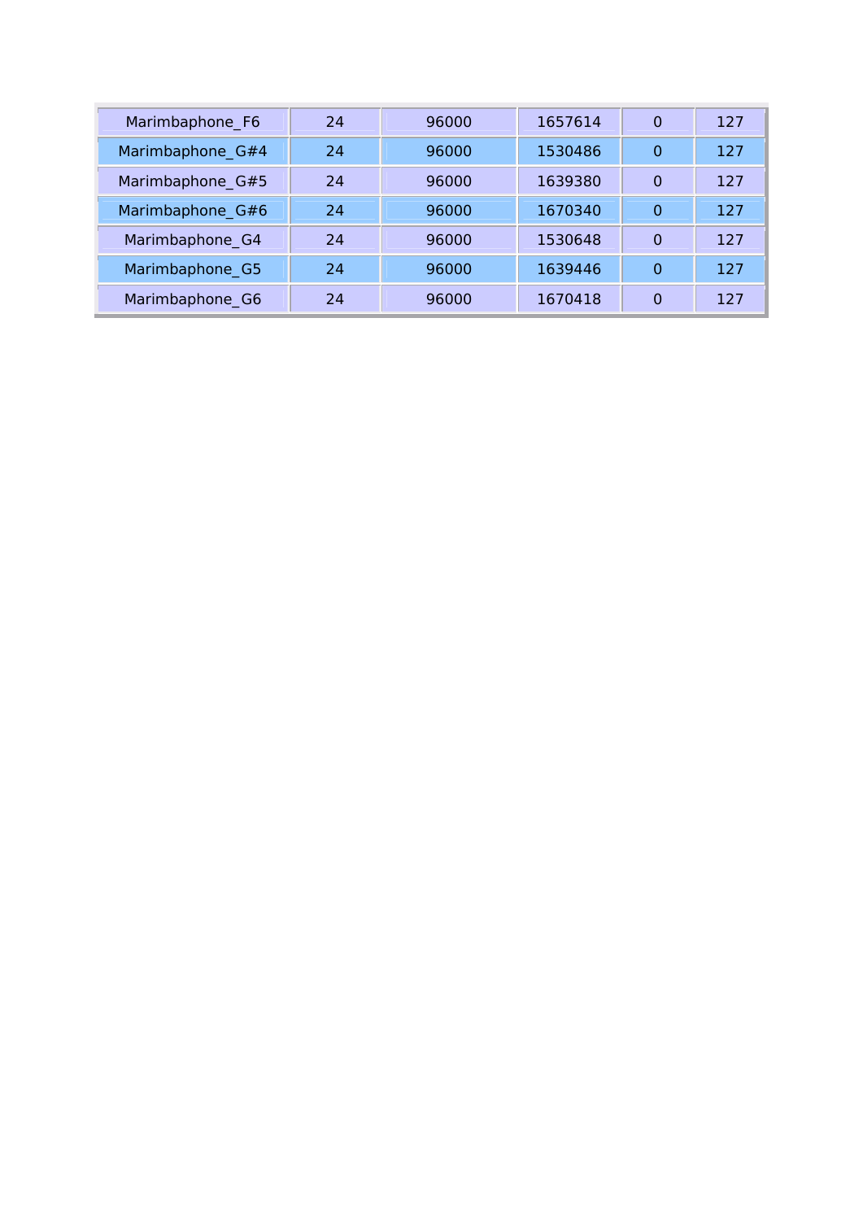| Marimbaphone_F6 | 24 | 96000 | 1657614 | 0 | 127 |
|---|---|---|---|---|---|
| Marimbaphone_G#4 | 24 | 96000 | 1530486 | 0 | 127 |
| Marimbaphone_G#5 | 24 | 96000 | 1639380 | 0 | 127 |
| Marimbaphone_G#6 | 24 | 96000 | 1670340 | 0 | 127 |
| Marimbaphone_G4 | 24 | 96000 | 1530648 | 0 | 127 |
| Marimbaphone_G5 | 24 | 96000 | 1639446 | 0 | 127 |
| Marimbaphone_G6 | 24 | 96000 | 1670418 | 0 | 127 |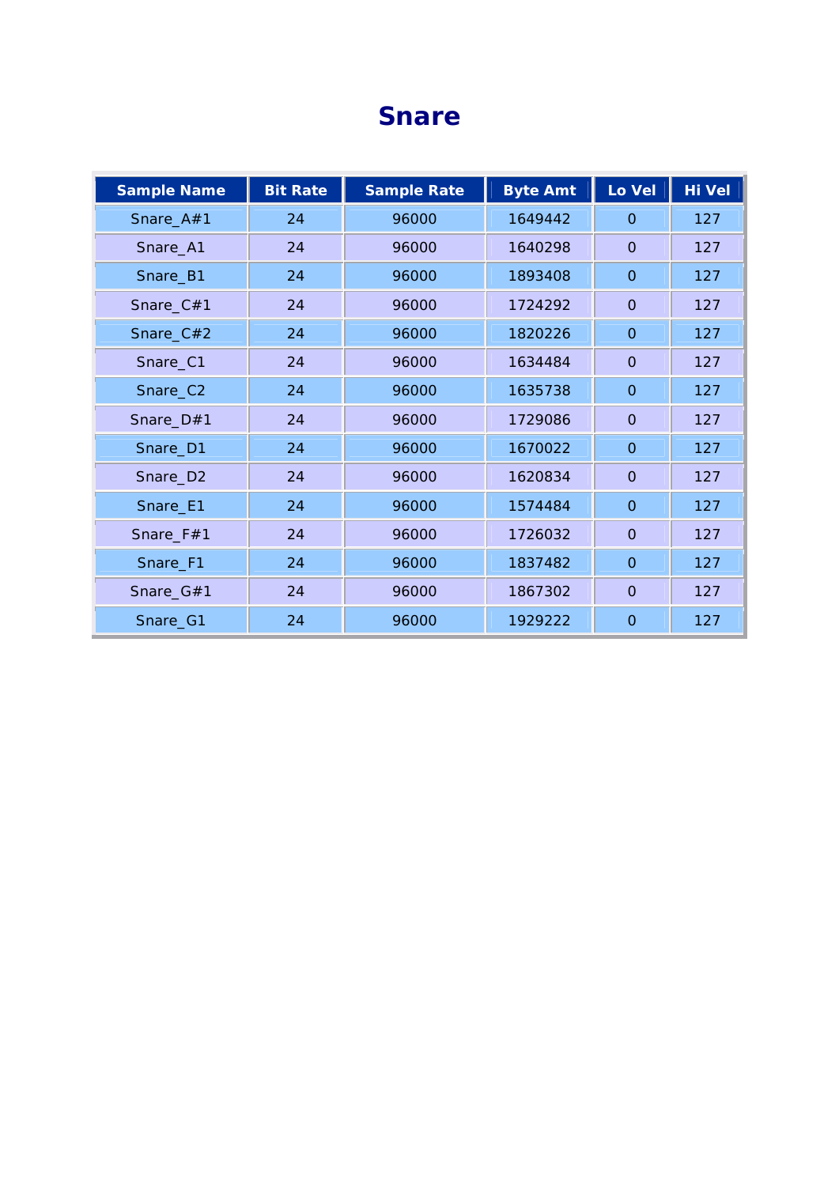# Snare

| Sample Name | Bit Rate | Sample Rate | Byte Amt | Lo Vel | Hi Vel |
|---|---|---|---|---|---|
| Snare_A#1 | 24 | 96000 | 1649442 | 0 | 127 |
| Snare_A1 | 24 | 96000 | 1640298 | 0 | 127 |
| Snare_B1 | 24 | 96000 | 1893408 | 0 | 127 |
| Snare_C#1 | 24 | 96000 | 1724292 | 0 | 127 |
| Snare_C#2 | 24 | 96000 | 1820226 | 0 | 127 |
| Snare_C1 | 24 | 96000 | 1634484 | 0 | 127 |
| Snare_C2 | 24 | 96000 | 1635738 | 0 | 127 |
| Snare_D#1 | 24 | 96000 | 1729086 | 0 | 127 |
| Snare_D1 | 24 | 96000 | 1670022 | 0 | 127 |
| Snare_D2 | 24 | 96000 | 1620834 | 0 | 127 |
| Snare_E1 | 24 | 96000 | 1574484 | 0 | 127 |
| Snare_F#1 | 24 | 96000 | 1726032 | 0 | 127 |
| Snare_F1 | 24 | 96000 | 1837482 | 0 | 127 |
| Snare_G#1 | 24 | 96000 | 1867302 | 0 | 127 |
| Snare_G1 | 24 | 96000 | 1929222 | 0 | 127 |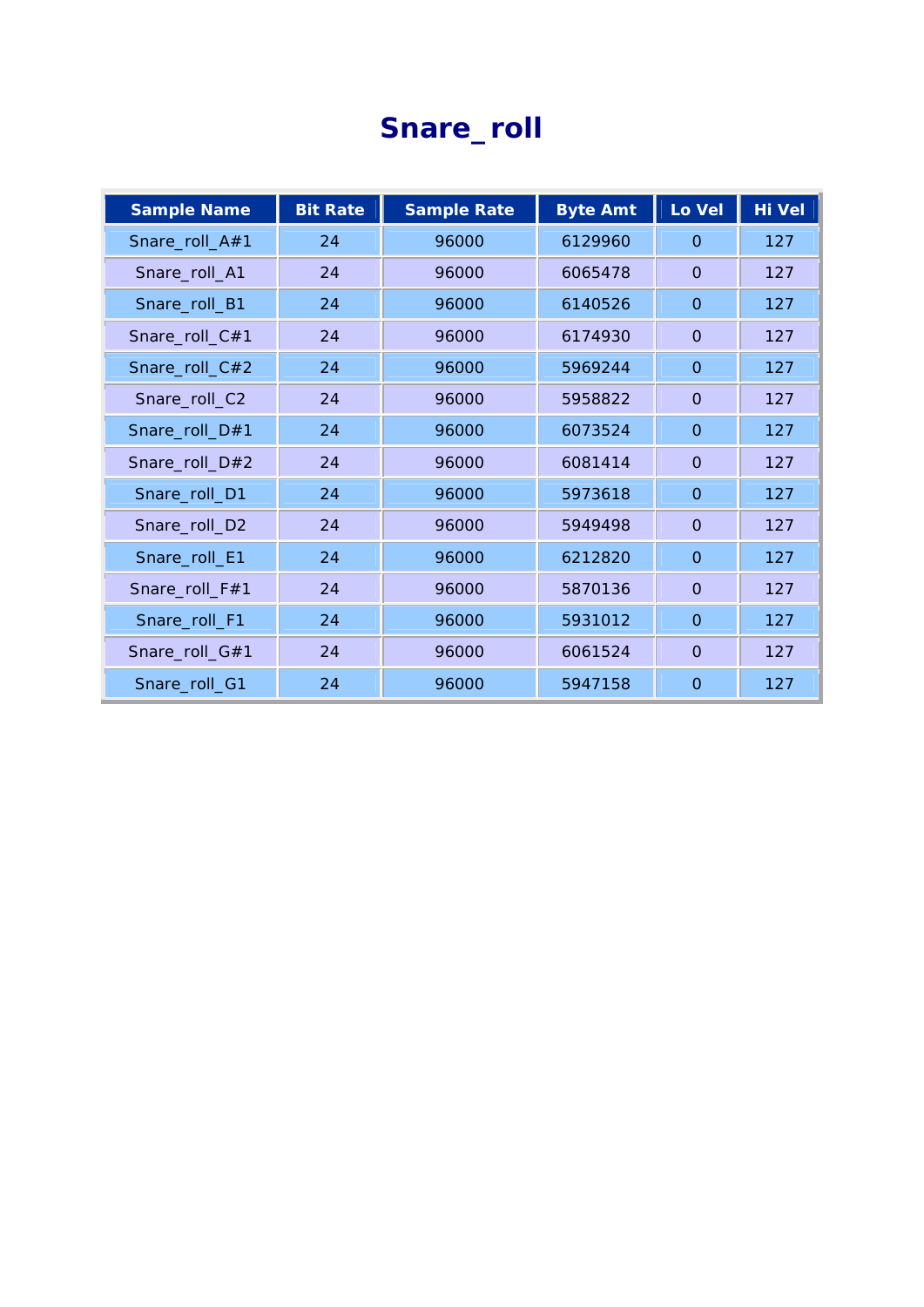# Snare_roll

| Sample Name | Bit Rate | Sample Rate | Byte Amt | Lo Vel | Hi Vel |
|---|---|---|---|---|---|
| Snare_roll_A#1 | 24 | 96000 | 6129960 | 0 | 127 |
| Snare_roll_A1 | 24 | 96000 | 6065478 | 0 | 127 |
| Snare_roll_B1 | 24 | 96000 | 6140526 | 0 | 127 |
| Snare_roll_C#1 | 24 | 96000 | 6174930 | 0 | 127 |
| Snare_roll_C#2 | 24 | 96000 | 5969244 | 0 | 127 |
| Snare_roll_C2 | 24 | 96000 | 5958822 | 0 | 127 |
| Snare_roll_D#1 | 24 | 96000 | 6073524 | 0 | 127 |
| Snare_roll_D#2 | 24 | 96000 | 6081414 | 0 | 127 |
| Snare_roll_D1 | 24 | 96000 | 5973618 | 0 | 127 |
| Snare_roll_D2 | 24 | 96000 | 5949498 | 0 | 127 |
| Snare_roll_E1 | 24 | 96000 | 6212820 | 0 | 127 |
| Snare_roll_F#1 | 24 | 96000 | 5870136 | 0 | 127 |
| Snare_roll_F1 | 24 | 96000 | 5931012 | 0 | 127 |
| Snare_roll_G#1 | 24 | 96000 | 6061524 | 0 | 127 |
| Snare_roll_G1 | 24 | 96000 | 5947158 | 0 | 127 |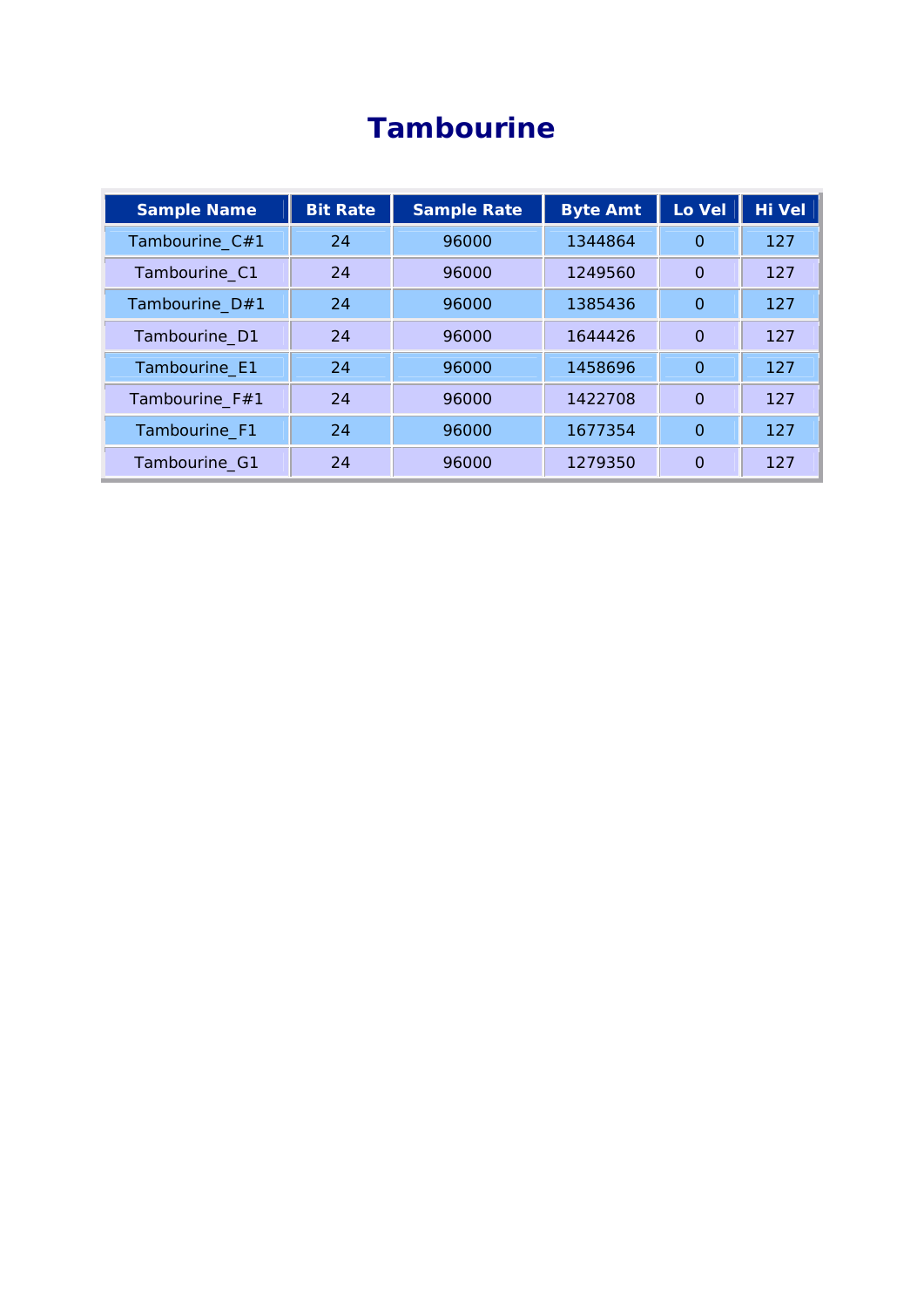# Tambourine

| Sample Name | Bit Rate | Sample Rate | Byte Amt | Lo Vel | Hi Vel |
|---|---|---|---|---|---|
| Tambourine_C#1 | 24 | 96000 | 1344864 | 0 | 127 |
| Tambourine_C1 | 24 | 96000 | 1249560 | 0 | 127 |
| Tambourine_D#1 | 24 | 96000 | 1385436 | 0 | 127 |
| Tambourine_D1 | 24 | 96000 | 1644426 | 0 | 127 |
| Tambourine_E1 | 24 | 96000 | 1458696 | 0 | 127 |
| Tambourine_F#1 | 24 | 96000 | 1422708 | 0 | 127 |
| Tambourine_F1 | 24 | 96000 | 1677354 | 0 | 127 |
| Tambourine_G1 | 24 | 96000 | 1279350 | 0 | 127 |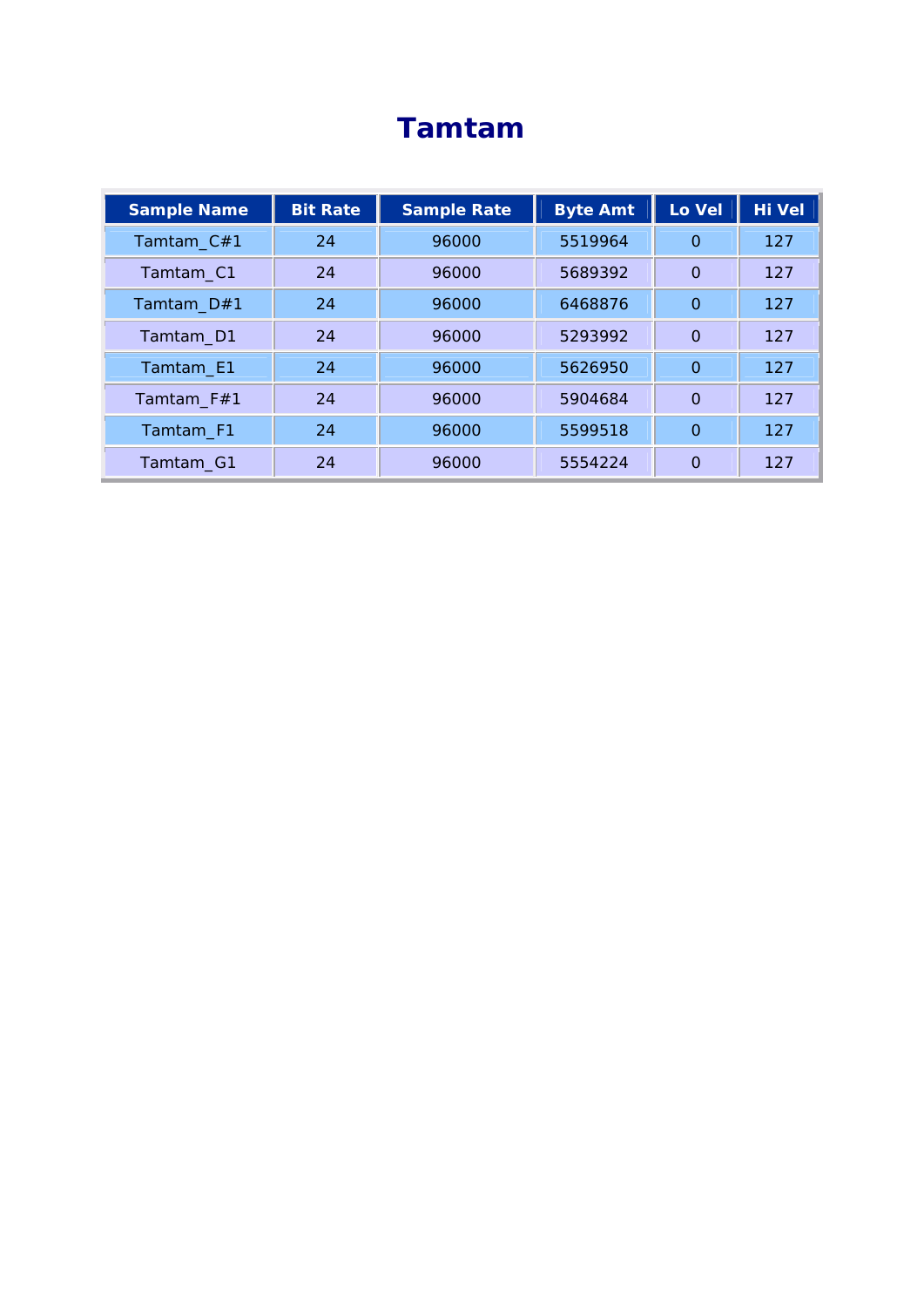# Tamtam

| Sample Name | Bit Rate | Sample Rate | Byte Amt | Lo Vel | Hi Vel |
|---|---|---|---|---|---|
| Tamtam_C#1 | 24 | 96000 | 5519964 | 0 | 127 |
| Tamtam_C1 | 24 | 96000 | 5689392 | 0 | 127 |
| Tamtam_D#1 | 24 | 96000 | 6468876 | 0 | 127 |
| Tamtam_D1 | 24 | 96000 | 5293992 | 0 | 127 |
| Tamtam_E1 | 24 | 96000 | 5626950 | 0 | 127 |
| Tamtam_F#1 | 24 | 96000 | 5904684 | 0 | 127 |
| Tamtam_F1 | 24 | 96000 | 5599518 | 0 | 127 |
| Tamtam_G1 | 24 | 96000 | 5554224 | 0 | 127 |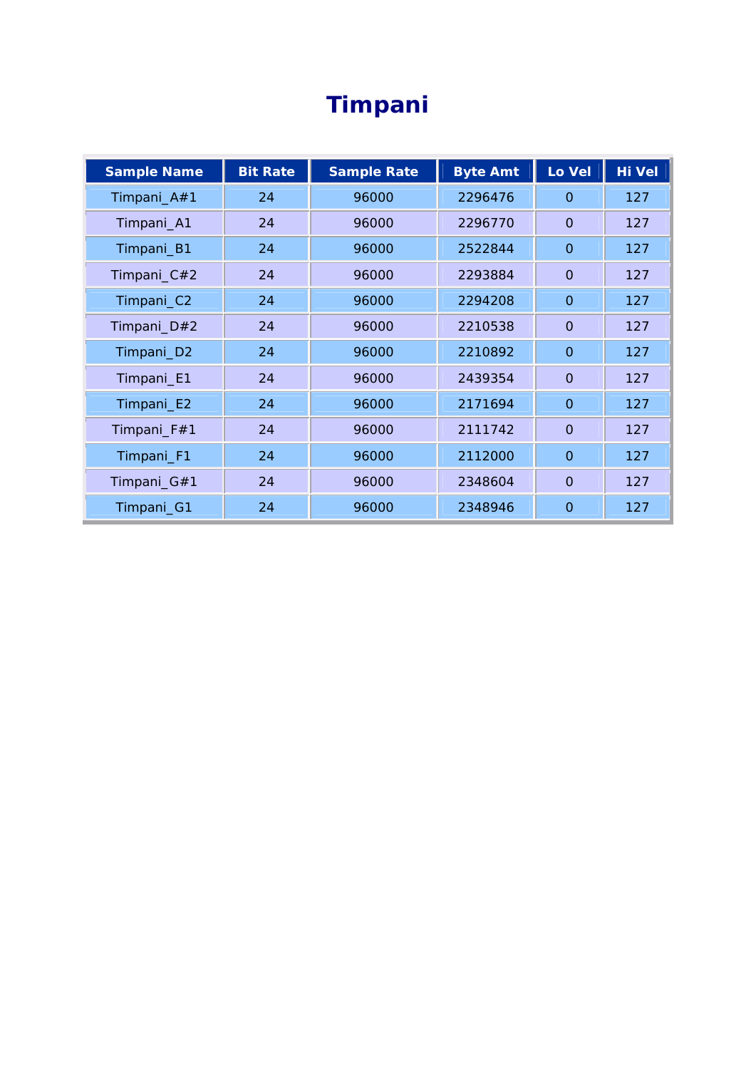# Timpani

| Sample Name | Bit Rate | Sample Rate | Byte Amt | Lo Vel | Hi Vel |
|---|---|---|---|---|---|
| Timpani_A#1 | 24 | 96000 | 2296476 | 0 | 127 |
| Timpani_A1 | 24 | 96000 | 2296770 | 0 | 127 |
| Timpani_B1 | 24 | 96000 | 2522844 | 0 | 127 |
| Timpani_C#2 | 24 | 96000 | 2293884 | 0 | 127 |
| Timpani_C2 | 24 | 96000 | 2294208 | 0 | 127 |
| Timpani_D#2 | 24 | 96000 | 2210538 | 0 | 127 |
| Timpani_D2 | 24 | 96000 | 2210892 | 0 | 127 |
| Timpani_E1 | 24 | 96000 | 2439354 | 0 | 127 |
| Timpani_E2 | 24 | 96000 | 2171694 | 0 | 127 |
| Timpani_F#1 | 24 | 96000 | 2111742 | 0 | 127 |
| Timpani_F1 | 24 | 96000 | 2112000 | 0 | 127 |
| Timpani_G#1 | 24 | 96000 | 2348604 | 0 | 127 |
| Timpani_G1 | 24 | 96000 | 2348946 | 0 | 127 |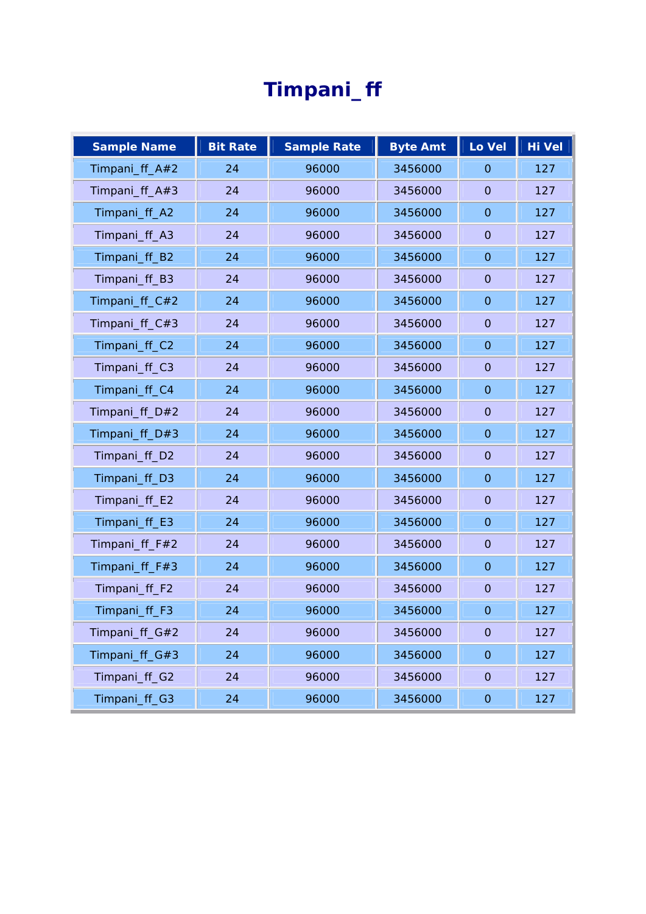# Timpani_ ff

| Sample Name | Bit Rate | Sample Rate | Byte Amt | Lo Vel | Hi Vel |
|---|---|---|---|---|---|
| Timpani_ff_A#2 | 24 | 96000 | 3456000 | 0 | 127 |
| Timpani_ff_A#3 | 24 | 96000 | 3456000 | 0 | 127 |
| Timpani_ff_A2 | 24 | 96000 | 3456000 | 0 | 127 |
| Timpani_ff_A3 | 24 | 96000 | 3456000 | 0 | 127 |
| Timpani_ff_B2 | 24 | 96000 | 3456000 | 0 | 127 |
| Timpani_ff_B3 | 24 | 96000 | 3456000 | 0 | 127 |
| Timpani_ff_C#2 | 24 | 96000 | 3456000 | 0 | 127 |
| Timpani_ff_C#3 | 24 | 96000 | 3456000 | 0 | 127 |
| Timpani_ff_C2 | 24 | 96000 | 3456000 | 0 | 127 |
| Timpani_ff_C3 | 24 | 96000 | 3456000 | 0 | 127 |
| Timpani_ff_C4 | 24 | 96000 | 3456000 | 0 | 127 |
| Timpani_ff_D#2 | 24 | 96000 | 3456000 | 0 | 127 |
| Timpani_ff_D#3 | 24 | 96000 | 3456000 | 0 | 127 |
| Timpani_ff_D2 | 24 | 96000 | 3456000 | 0 | 127 |
| Timpani_ff_D3 | 24 | 96000 | 3456000 | 0 | 127 |
| Timpani_ff_E2 | 24 | 96000 | 3456000 | 0 | 127 |
| Timpani_ff_E3 | 24 | 96000 | 3456000 | 0 | 127 |
| Timpani_ff_F#2 | 24 | 96000 | 3456000 | 0 | 127 |
| Timpani_ff_F#3 | 24 | 96000 | 3456000 | 0 | 127 |
| Timpani_ff_F2 | 24 | 96000 | 3456000 | 0 | 127 |
| Timpani_ff_F3 | 24 | 96000 | 3456000 | 0 | 127 |
| Timpani_ff_G#2 | 24 | 96000 | 3456000 | 0 | 127 |
| Timpani_ff_G#3 | 24 | 96000 | 3456000 | 0 | 127 |
| Timpani_ff_G2 | 24 | 96000 | 3456000 | 0 | 127 |
| Timpani_ff_G3 | 24 | 96000 | 3456000 | 0 | 127 |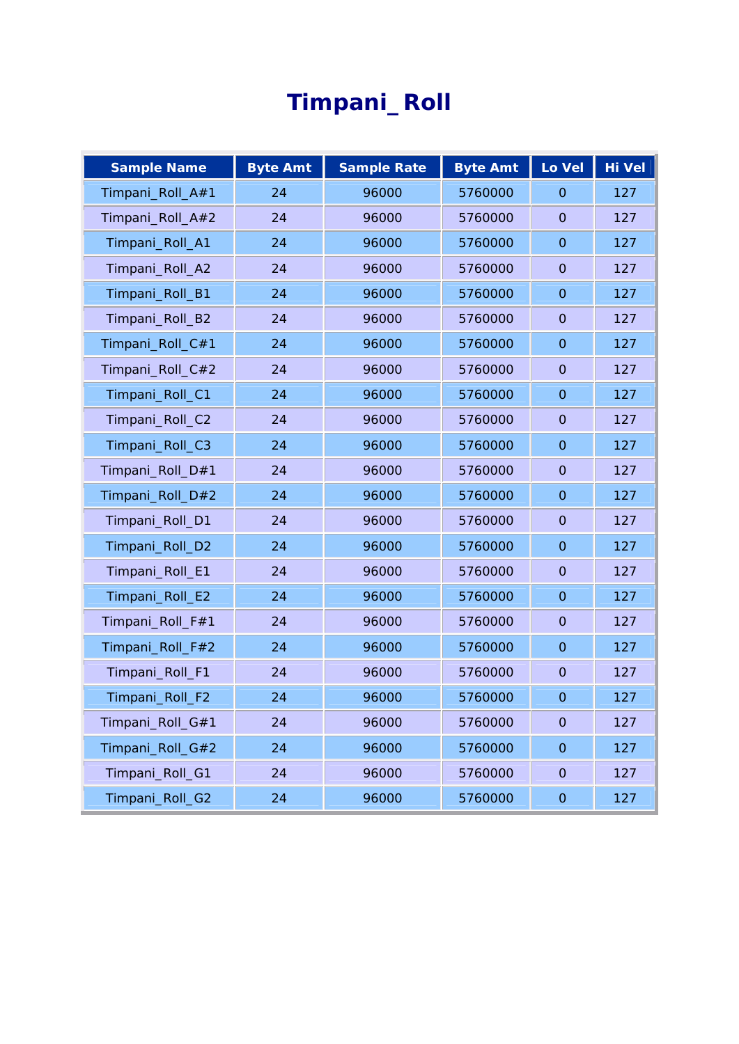# Timpani_ Roll

| Sample Name | Byte Amt | Sample Rate | Byte Amt | Lo Vel | Hi Vel |
| --- | --- | --- | --- | --- | --- |
| Timpani_Roll_A#1 | 24 | 96000 | 5760000 | 0 | 127 |
| Timpani_Roll_A#2 | 24 | 96000 | 5760000 | 0 | 127 |
| Timpani_Roll_A1 | 24 | 96000 | 5760000 | 0 | 127 |
| Timpani_Roll_A2 | 24 | 96000 | 5760000 | 0 | 127 |
| Timpani_Roll_B1 | 24 | 96000 | 5760000 | 0 | 127 |
| Timpani_Roll_B2 | 24 | 96000 | 5760000 | 0 | 127 |
| Timpani_Roll_C#1 | 24 | 96000 | 5760000 | 0 | 127 |
| Timpani_Roll_C#2 | 24 | 96000 | 5760000 | 0 | 127 |
| Timpani_Roll_C1 | 24 | 96000 | 5760000 | 0 | 127 |
| Timpani_Roll_C2 | 24 | 96000 | 5760000 | 0 | 127 |
| Timpani_Roll_C3 | 24 | 96000 | 5760000 | 0 | 127 |
| Timpani_Roll_D#1 | 24 | 96000 | 5760000 | 0 | 127 |
| Timpani_Roll_D#2 | 24 | 96000 | 5760000 | 0 | 127 |
| Timpani_Roll_D1 | 24 | 96000 | 5760000 | 0 | 127 |
| Timpani_Roll_D2 | 24 | 96000 | 5760000 | 0 | 127 |
| Timpani_Roll_E1 | 24 | 96000 | 5760000 | 0 | 127 |
| Timpani_Roll_E2 | 24 | 96000 | 5760000 | 0 | 127 |
| Timpani_Roll_F#1 | 24 | 96000 | 5760000 | 0 | 127 |
| Timpani_Roll_F#2 | 24 | 96000 | 5760000 | 0 | 127 |
| Timpani_Roll_F1 | 24 | 96000 | 5760000 | 0 | 127 |
| Timpani_Roll_F2 | 24 | 96000 | 5760000 | 0 | 127 |
| Timpani_Roll_G#1 | 24 | 96000 | 5760000 | 0 | 127 |
| Timpani_Roll_G#2 | 24 | 96000 | 5760000 | 0 | 127 |
| Timpani_Roll_G1 | 24 | 96000 | 5760000 | 0 | 127 |
| Timpani_Roll_G2 | 24 | 96000 | 5760000 | 0 | 127 |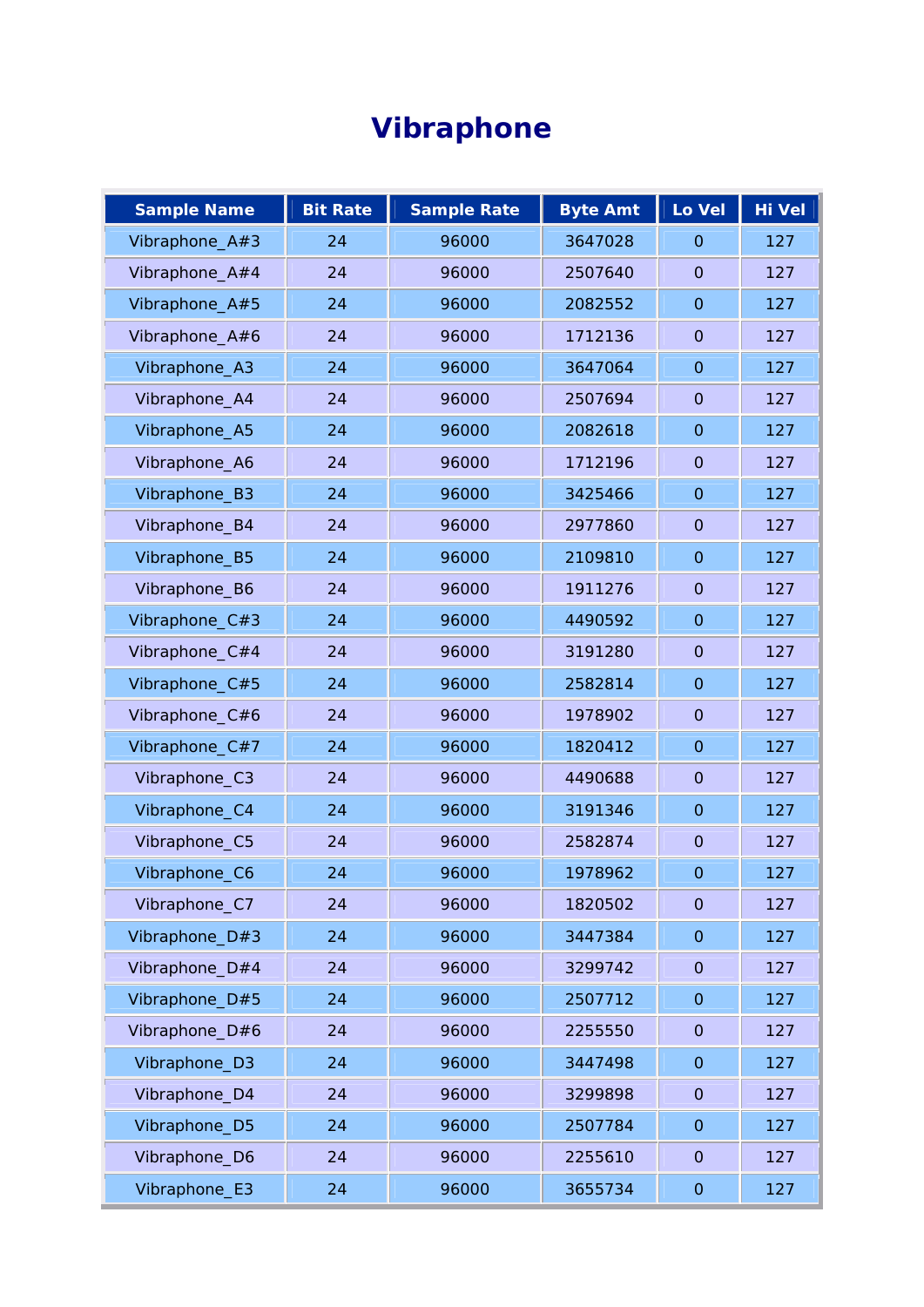# Vibraphone

| Sample Name | Bit Rate | Sample Rate | Byte Amt | Lo Vel | Hi Vel |
|---|---|---|---|---|---|
| Vibraphone_A#3 | 24 | 96000 | 3647028 | 0 | 127 |
| Vibraphone_A#4 | 24 | 96000 | 2507640 | 0 | 127 |
| Vibraphone_A#5 | 24 | 96000 | 2082552 | 0 | 127 |
| Vibraphone_A#6 | 24 | 96000 | 1712136 | 0 | 127 |
| Vibraphone_A3 | 24 | 96000 | 3647064 | 0 | 127 |
| Vibraphone_A4 | 24 | 96000 | 2507694 | 0 | 127 |
| Vibraphone_A5 | 24 | 96000 | 2082618 | 0 | 127 |
| Vibraphone_A6 | 24 | 96000 | 1712196 | 0 | 127 |
| Vibraphone_B3 | 24 | 96000 | 3425466 | 0 | 127 |
| Vibraphone_B4 | 24 | 96000 | 2977860 | 0 | 127 |
| Vibraphone_B5 | 24 | 96000 | 2109810 | 0 | 127 |
| Vibraphone_B6 | 24 | 96000 | 1911276 | 0 | 127 |
| Vibraphone_C#3 | 24 | 96000 | 4490592 | 0 | 127 |
| Vibraphone_C#4 | 24 | 96000 | 3191280 | 0 | 127 |
| Vibraphone_C#5 | 24 | 96000 | 2582814 | 0 | 127 |
| Vibraphone_C#6 | 24 | 96000 | 1978902 | 0 | 127 |
| Vibraphone_C#7 | 24 | 96000 | 1820412 | 0 | 127 |
| Vibraphone_C3 | 24 | 96000 | 4490688 | 0 | 127 |
| Vibraphone_C4 | 24 | 96000 | 3191346 | 0 | 127 |
| Vibraphone_C5 | 24 | 96000 | 2582874 | 0 | 127 |
| Vibraphone_C6 | 24 | 96000 | 1978962 | 0 | 127 |
| Vibraphone_C7 | 24 | 96000 | 1820502 | 0 | 127 |
| Vibraphone_D#3 | 24 | 96000 | 3447384 | 0 | 127 |
| Vibraphone_D#4 | 24 | 96000 | 3299742 | 0 | 127 |
| Vibraphone_D#5 | 24 | 96000 | 2507712 | 0 | 127 |
| Vibraphone_D#6 | 24 | 96000 | 2255550 | 0 | 127 |
| Vibraphone_D3 | 24 | 96000 | 3447498 | 0 | 127 |
| Vibraphone_D4 | 24 | 96000 | 3299898 | 0 | 127 |
| Vibraphone_D5 | 24 | 96000 | 2507784 | 0 | 127 |
| Vibraphone_D6 | 24 | 96000 | 2255610 | 0 | 127 |
| Vibraphone_E3 | 24 | 96000 | 3655734 | 0 | 127 |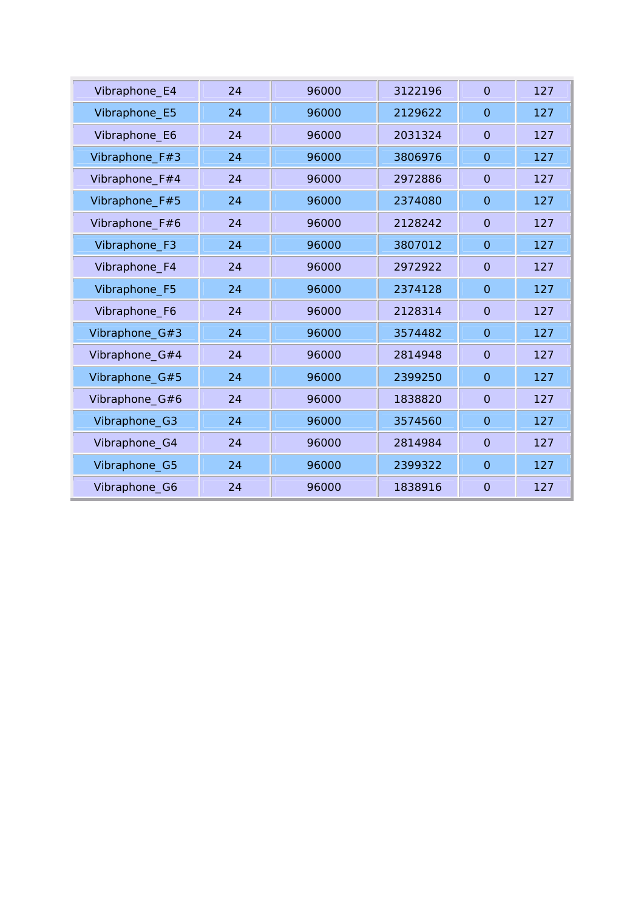| | | | | | |
|---|---|---|---|---|---|
| Vibraphone_E4 | 24 | 96000 | 3122196 | 0 | 127 |
| Vibraphone_E5 | 24 | 96000 | 2129622 | 0 | 127 |
| Vibraphone_E6 | 24 | 96000 | 2031324 | 0 | 127 |
| Vibraphone_F#3 | 24 | 96000 | 3806976 | 0 | 127 |
| Vibraphone_F#4 | 24 | 96000 | 2972886 | 0 | 127 |
| Vibraphone_F#5 | 24 | 96000 | 2374080 | 0 | 127 |
| Vibraphone_F#6 | 24 | 96000 | 2128242 | 0 | 127 |
| Vibraphone_F3 | 24 | 96000 | 3807012 | 0 | 127 |
| Vibraphone_F4 | 24 | 96000 | 2972922 | 0 | 127 |
| Vibraphone_F5 | 24 | 96000 | 2374128 | 0 | 127 |
| Vibraphone_F6 | 24 | 96000 | 2128314 | 0 | 127 |
| Vibraphone_G#3 | 24 | 96000 | 3574482 | 0 | 127 |
| Vibraphone_G#4 | 24 | 96000 | 2814948 | 0 | 127 |
| Vibraphone_G#5 | 24 | 96000 | 2399250 | 0 | 127 |
| Vibraphone_G#6 | 24 | 96000 | 1838820 | 0 | 127 |
| Vibraphone_G3 | 24 | 96000 | 3574560 | 0 | 127 |
| Vibraphone_G4 | 24 | 96000 | 2814984 | 0 | 127 |
| Vibraphone_G5 | 24 | 96000 | 2399322 | 0 | 127 |
| Vibraphone_G6 | 24 | 96000 | 1838916 | 0 | 127 |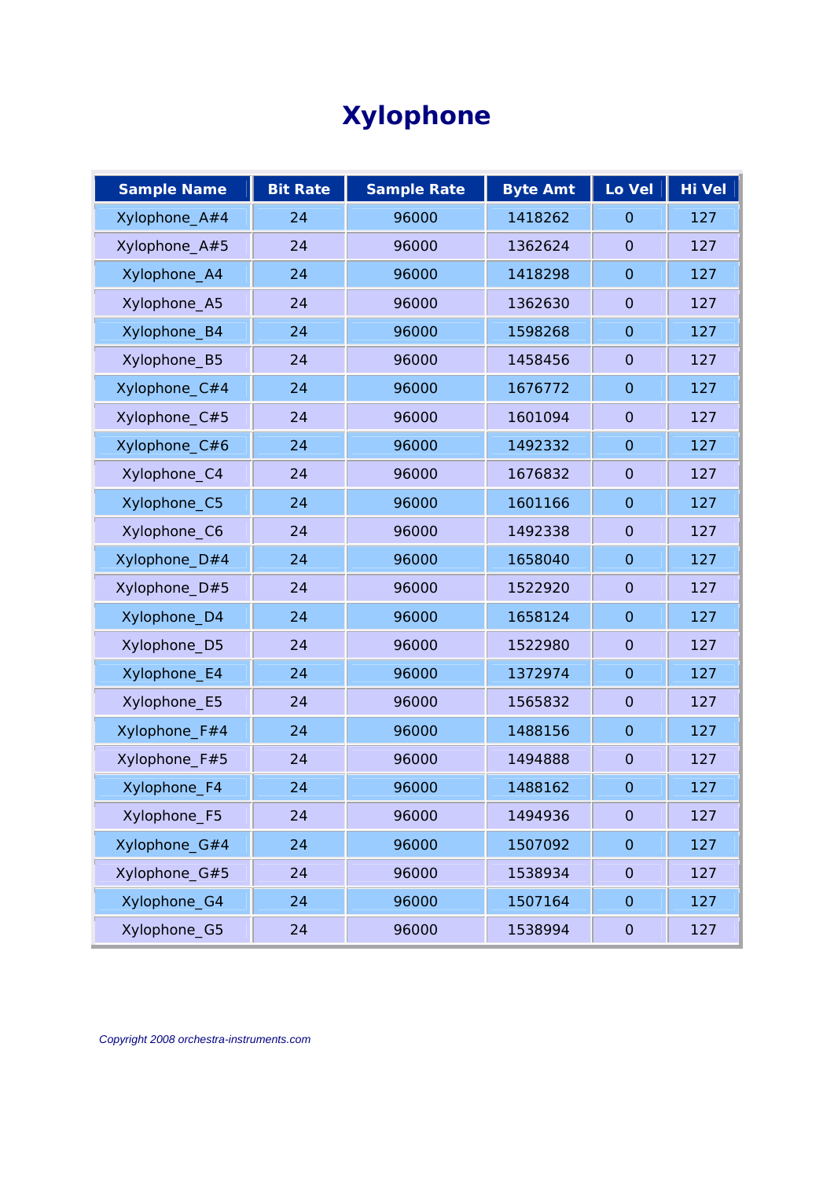# Xylophone

| Sample Name | Bit Rate | Sample Rate | Byte Amt | Lo Vel | Hi Vel |
|---|---|---|---|---|---|
| Xylophone_A#4 | 24 | 96000 | 1418262 | 0 | 127 |
| Xylophone_A#5 | 24 | 96000 | 1362624 | 0 | 127 |
| Xylophone_A4 | 24 | 96000 | 1418298 | 0 | 127 |
| Xylophone_A5 | 24 | 96000 | 1362630 | 0 | 127 |
| Xylophone_B4 | 24 | 96000 | 1598268 | 0 | 127 |
| Xylophone_B5 | 24 | 96000 | 1458456 | 0 | 127 |
| Xylophone_C#4 | 24 | 96000 | 1676772 | 0 | 127 |
| Xylophone_C#5 | 24 | 96000 | 1601094 | 0 | 127 |
| Xylophone_C#6 | 24 | 96000 | 1492332 | 0 | 127 |
| Xylophone_C4 | 24 | 96000 | 1676832 | 0 | 127 |
| Xylophone_C5 | 24 | 96000 | 1601166 | 0 | 127 |
| Xylophone_C6 | 24 | 96000 | 1492338 | 0 | 127 |
| Xylophone_D#4 | 24 | 96000 | 1658040 | 0 | 127 |
| Xylophone_D#5 | 24 | 96000 | 1522920 | 0 | 127 |
| Xylophone_D4 | 24 | 96000 | 1658124 | 0 | 127 |
| Xylophone_D5 | 24 | 96000 | 1522980 | 0 | 127 |
| Xylophone_E4 | 24 | 96000 | 1372974 | 0 | 127 |
| Xylophone_E5 | 24 | 96000 | 1565832 | 0 | 127 |
| Xylophone_F#4 | 24 | 96000 | 1488156 | 0 | 127 |
| Xylophone_F#5 | 24 | 96000 | 1494888 | 0 | 127 |
| Xylophone_F4 | 24 | 96000 | 1488162 | 0 | 127 |
| Xylophone_F5 | 24 | 96000 | 1494936 | 0 | 127 |
| Xylophone_G#4 | 24 | 96000 | 1507092 | 0 | 127 |
| Xylophone_G#5 | 24 | 96000 | 1538934 | 0 | 127 |
| Xylophone_G4 | 24 | 96000 | 1507164 | 0 | 127 |
| Xylophone_G5 | 24 | 96000 | 1538994 | 0 | 127 |

*Copyright 2008 orchestra-instruments.com*